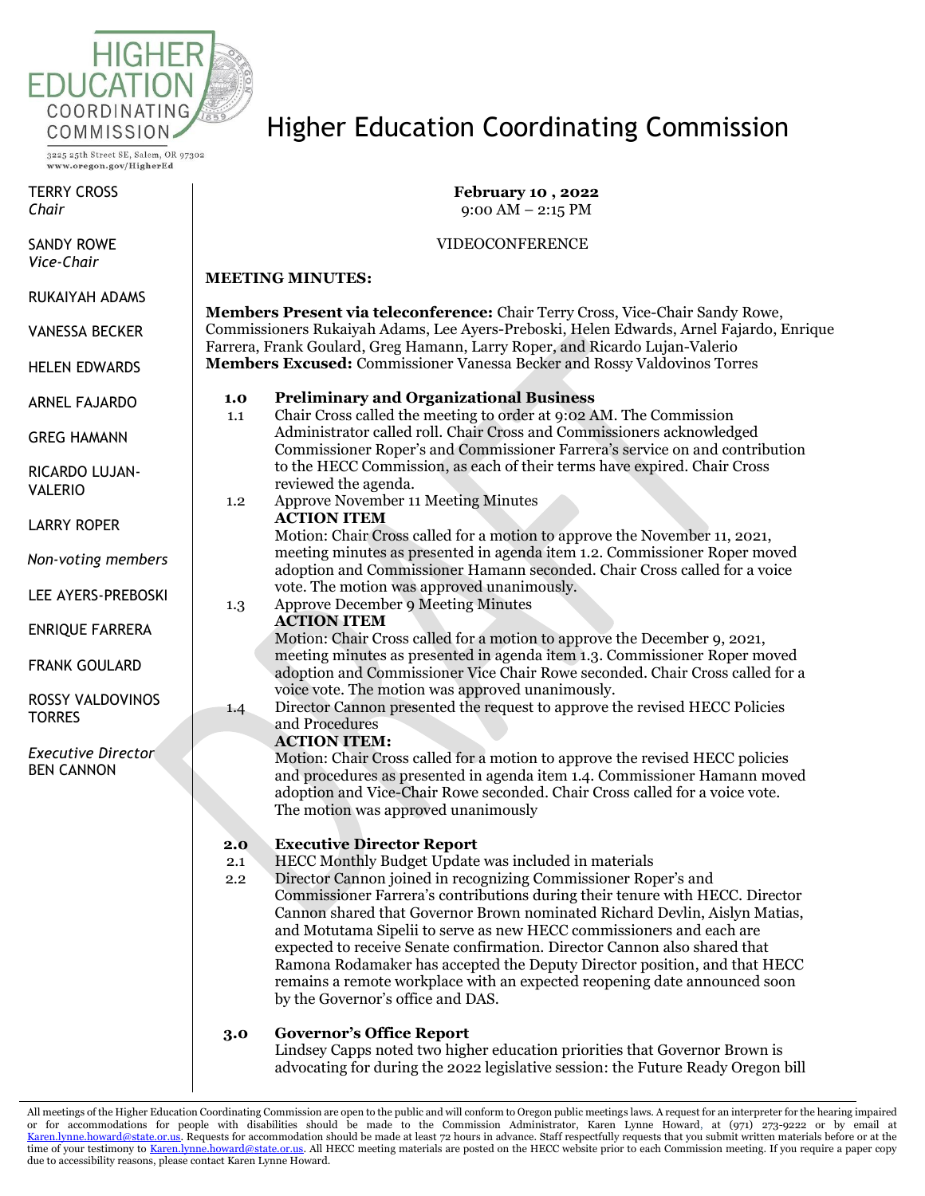# Higher Education Coordinating Commission

3225 25th Street SE, Salem, OR 97302
www.oregon.gov/HigherEd

TERRY CROSS
*Chair*

SANDY ROWE
*Vice-Chair*

RUKAIYAH ADAMS

VANESSA BECKER

HELEN EDWARDS

ARNEL FAJARDO

GREG HAMANN

RICARDO LUJAN-VALERIO

LARRY ROPER

*Non-voting members*

LEE AYERS-PREBOSKI

ENRIQUE FARRERA

FRANK GOULARD

ROSSY VALDOVINOS TORRES

*Executive Director*
BEN CANNON

**February 10 , 2022**
9:00 AM – 2:15 PM

VIDEOCONFERENCE

**MEETING MINUTES:**

**Members Present via teleconference:** Chair Terry Cross, Vice-Chair Sandy Rowe, Commissioners Rukaiyah Adams, Lee Ayers-Preboski, Helen Edwards, Arnel Fajardo, Enrique Farrera, Frank Goulard, Greg Hamann, Larry Roper, and Ricardo Lujan-Valerio
**Members Excused:** Commissioner Vanessa Becker and Rossy Valdovinos Torres

**1.0 Preliminary and Organizational Business**

1.1 Chair Cross called the meeting to order at 9:02 AM. The Commission Administrator called roll. Chair Cross and Commissioners acknowledged Commissioner Roper's and Commissioner Farrera's service on and contribution to the HECC Commission, as each of their terms have expired. Chair Cross reviewed the agenda.

1.2 Approve November 11 Meeting Minutes
**ACTION ITEM**
Motion: Chair Cross called for a motion to approve the November 11, 2021, meeting minutes as presented in agenda item 1.2. Commissioner Roper moved adoption and Commissioner Hamann seconded. Chair Cross called for a voice vote. The motion was approved unanimously.

1.3 Approve December 9 Meeting Minutes
**ACTION ITEM**
Motion: Chair Cross called for a motion to approve the December 9, 2021, meeting minutes as presented in agenda item 1.3. Commissioner Roper moved adoption and Commissioner Vice Chair Rowe seconded. Chair Cross called for a voice vote. The motion was approved unanimously.

1.4 Director Cannon presented the request to approve the revised HECC Policies and Procedures
**ACTION ITEM:**
Motion: Chair Cross called for a motion to approve the revised HECC policies and procedures as presented in agenda item 1.4. Commissioner Hamann moved adoption and Vice-Chair Rowe seconded. Chair Cross called for a voice vote. The motion was approved unanimously

**2.0 Executive Director Report**

2.1 HECC Monthly Budget Update was included in materials

2.2 Director Cannon joined in recognizing Commissioner Roper's and Commissioner Farrera's contributions during their tenure with HECC. Director Cannon shared that Governor Brown nominated Richard Devlin, Aislyn Matias, and Motutama Sipelii to serve as new HECC commissioners and each are expected to receive Senate confirmation. Director Cannon also shared that Ramona Rodamaker has accepted the Deputy Director position, and that HECC remains a remote workplace with an expected reopening date announced soon by the Governor's office and DAS.

**3.0 Governor's Office Report**

Lindsey Capps noted two higher education priorities that Governor Brown is advocating for during the 2022 legislative session: the Future Ready Oregon bill

All meetings of the Higher Education Coordinating Commission are open to the public and will conform to Oregon public meetings laws. A request for an interpreter for the hearing impaired or for accommodations for people with disabilities should be made to the Commission Administrator, Karen Lynne Howard, at (971) 273-9222 or by email at Karen.lynne.howard@state.or.us. Requests for accommodation should be made at least 72 hours in advance. Staff respectfully requests that you submit written materials before or at the time of your testimony to Karen.lynne.howard@state.or.us. All HECC meeting materials are posted on the HECC website prior to each Commission meeting. If you require a paper copy due to accessibility reasons, please contact Karen Lynne Howard.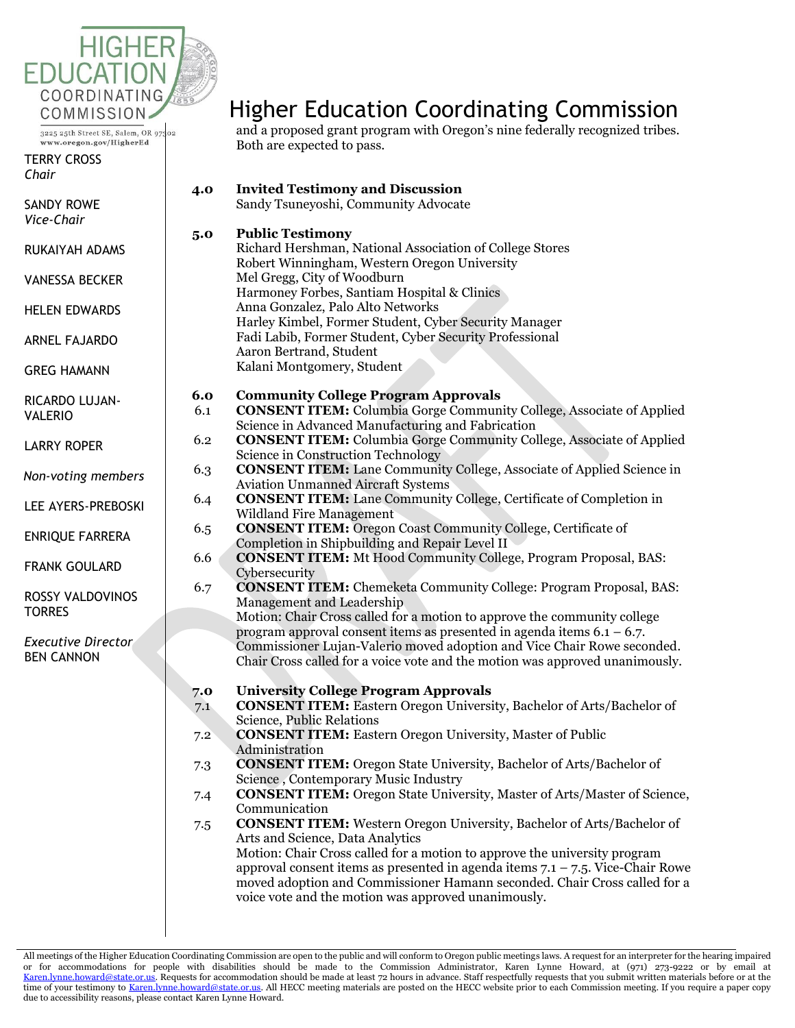**HIGHER EDUCATION COORDINATING COMMISSION**

3225 25th Street SE, Salem, OR 97302
www.oregon.gov/HigherEd

TERRY CROSS
*Chair*

SANDY ROWE
*Vice-Chair*

RUKAIYAH ADAMS

VANESSA BECKER

HELEN EDWARDS

ARNEL FAJARDO

GREG HAMANN

RICARDO LUJAN-VALERIO

LARRY ROPER

*Non-voting members*

LEE AYERS-PREBOSKI

ENRIQUE FARRERA

FRANK GOULARD

ROSSY VALDOVINOS TORRES

*Executive Director*
BEN CANNON

# Higher Education Coordinating Commission

and a proposed grant program with Oregon's nine federally recognized tribes. Both are expected to pass.

**4.0 Invited Testimony and Discussion**

Sandy Tsuneyoshi, Community Advocate

**5.0 Public Testimony**

Richard Hershman, National Association of College Stores
Robert Winningham, Western Oregon University
Mel Gregg, City of Woodburn
Harmoney Forbes, Santiam Hospital & Clinics
Anna Gonzalez, Palo Alto Networks
Harley Kimbel, Former Student, Cyber Security Manager
Fadi Labib, Former Student, Cyber Security Professional
Aaron Bertrand, Student
Kalani Montgomery, Student

**6.0 Community College Program Approvals**

6.1 **CONSENT ITEM:** Columbia Gorge Community College, Associate of Applied Science in Advanced Manufacturing and Fabrication

6.2 **CONSENT ITEM:** Columbia Gorge Community College, Associate of Applied Science in Construction Technology

6.3 **CONSENT ITEM:** Lane Community College, Associate of Applied Science in Aviation Unmanned Aircraft Systems

6.4 **CONSENT ITEM:** Lane Community College, Certificate of Completion in Wildland Fire Management

6.5 **CONSENT ITEM:** Oregon Coast Community College, Certificate of Completion in Shipbuilding and Repair Level II

6.6 **CONSENT ITEM:** Mt Hood Community College, Program Proposal, BAS: Cybersecurity

6.7 **CONSENT ITEM:** Chemeketa Community College: Program Proposal, BAS: Management and Leadership

Motion: Chair Cross called for a motion to approve the community college program approval consent items as presented in agenda items 6.1 – 6.7. Commissioner Lujan-Valerio moved adoption and Vice Chair Rowe seconded. Chair Cross called for a voice vote and the motion was approved unanimously.

**7.0 University College Program Approvals**

7.1 **CONSENT ITEM:** Eastern Oregon University, Bachelor of Arts/Bachelor of Science, Public Relations

7.2 **CONSENT ITEM:** Eastern Oregon University, Master of Public Administration

7.3 **CONSENT ITEM:** Oregon State University, Bachelor of Arts/Bachelor of Science , Contemporary Music Industry

7.4 **CONSENT ITEM:** Oregon State University, Master of Arts/Master of Science, Communication

7.5 **CONSENT ITEM:** Western Oregon University, Bachelor of Arts/Bachelor of Arts and Science, Data Analytics

Motion: Chair Cross called for a motion to approve the university program approval consent items as presented in agenda items 7.1 – 7.5. Vice-Chair Rowe moved adoption and Commissioner Hamann seconded. Chair Cross called for a voice vote and the motion was approved unanimously.

All meetings of the Higher Education Coordinating Commission are open to the public and will conform to Oregon public meetings laws. A request for an interpreter for the hearing impaired or for accommodations for people with disabilities should be made to the Commission Administrator, Karen Lynne Howard, at (971) 273-9222 or by email at Karen.lynne.howard@state.or.us. Requests for accommodation should be made at least 72 hours in advance. Staff respectfully requests that you submit written materials before or at the time of your testimony to Karen.lynne.howard@state.or.us. All HECC meeting materials are posted on the HECC website prior to each Commission meeting. If you require a paper copy due to accessibility reasons, please contact Karen Lynne Howard.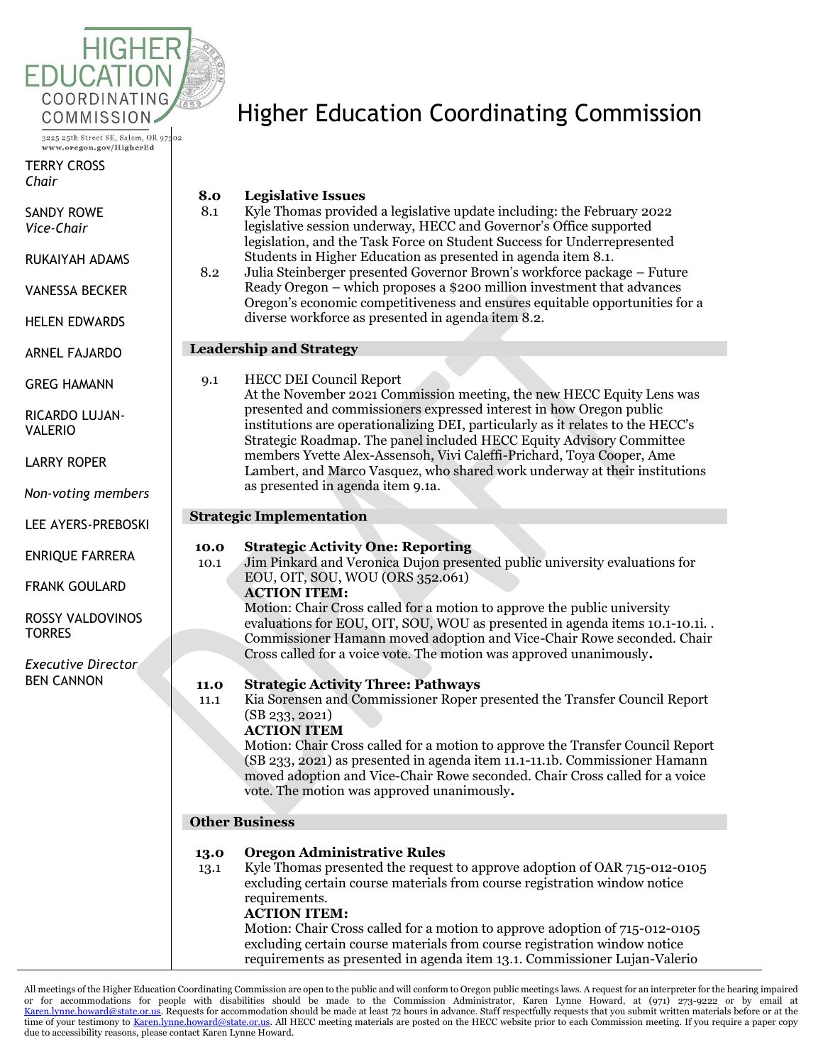# Higher Education Coordinating Commission

3225 25th Street SE, Salem, OR 97302
www.oregon.gov/HigherEd

TERRY CROSS
*Chair*

SANDY ROWE
*Vice-Chair*

RUKAIYAH ADAMS

VANESSA BECKER

HELEN EDWARDS

ARNEL FAJARDO

GREG HAMANN

RICARDO LUJAN-VALERIO

LARRY ROPER

*Non-voting members*

LEE AYERS-PREBOSKI

ENRIQUE FARRERA

FRANK GOULARD

ROSSY VALDOVINOS TORRES

*Executive Director*
BEN CANNON

**8.0 Legislative Issues**

8.1 Kyle Thomas provided a legislative update including: the February 2022 legislative session underway, HECC and Governor's Office supported legislation, and the Task Force on Student Success for Underrepresented Students in Higher Education as presented in agenda item 8.1.

8.2 Julia Steinberger presented Governor Brown's workforce package – Future Ready Oregon – which proposes a $200 million investment that advances Oregon's economic competitiveness and ensures equitable opportunities for a diverse workforce as presented in agenda item 8.2.

## Leadership and Strategy

9.1 HECC DEI Council Report
At the November 2021 Commission meeting, the new HECC Equity Lens was presented and commissioners expressed interest in how Oregon public institutions are operationalizing DEI, particularly as it relates to the HECC's Strategic Roadmap. The panel included HECC Equity Advisory Committee members Yvette Alex-Assensoh, Vivi Caleffi-Prichard, Toya Cooper, Ame Lambert, and Marco Vasquez, who shared work underway at their institutions as presented in agenda item 9.1a.

## Strategic Implementation

**10.0 Strategic Activity One: Reporting**

10.1 Jim Pinkard and Veronica Dujon presented public university evaluations for EOU, OIT, SOU, WOU (ORS 352.061)
**ACTION ITEM:**
Motion: Chair Cross called for a motion to approve the public university evaluations for EOU, OIT, SOU, WOU as presented in agenda items 10.1-10.1i. . Commissioner Hamann moved adoption and Vice-Chair Rowe seconded. Chair Cross called for a voice vote. The motion was approved unanimously**.**

**11.0 Strategic Activity Three: Pathways**

11.1 Kia Sorensen and Commissioner Roper presented the Transfer Council Report (SB 233, 2021)
**ACTION ITEM**
Motion: Chair Cross called for a motion to approve the Transfer Council Report (SB 233, 2021) as presented in agenda item 11.1-11.1b. Commissioner Hamann moved adoption and Vice-Chair Rowe seconded. Chair Cross called for a voice vote. The motion was approved unanimously**.**

## Other Business

**13.0 Oregon Administrative Rules**

13.1 Kyle Thomas presented the request to approve adoption of OAR 715-012-0105 excluding certain course materials from course registration window notice requirements.
**ACTION ITEM:**
Motion: Chair Cross called for a motion to approve adoption of 715-012-0105 excluding certain course materials from course registration window notice requirements as presented in agenda item 13.1. Commissioner Lujan-Valerio

All meetings of the Higher Education Coordinating Commission are open to the public and will conform to Oregon public meetings laws. A request for an interpreter for the hearing impaired or for accommodations for people with disabilities should be made to the Commission Administrator, Karen Lynne Howard, at (971) 273-9222 or by email at Karen.lynne.howard@state.or.us. Requests for accommodation should be made at least 72 hours in advance. Staff respectfully requests that you submit written materials before or at the time of your testimony to Karen.lynne.howard@state.or.us. All HECC meeting materials are posted on the HECC website prior to each Commission meeting. If you require a paper copy due to accessibility reasons, please contact Karen Lynne Howard.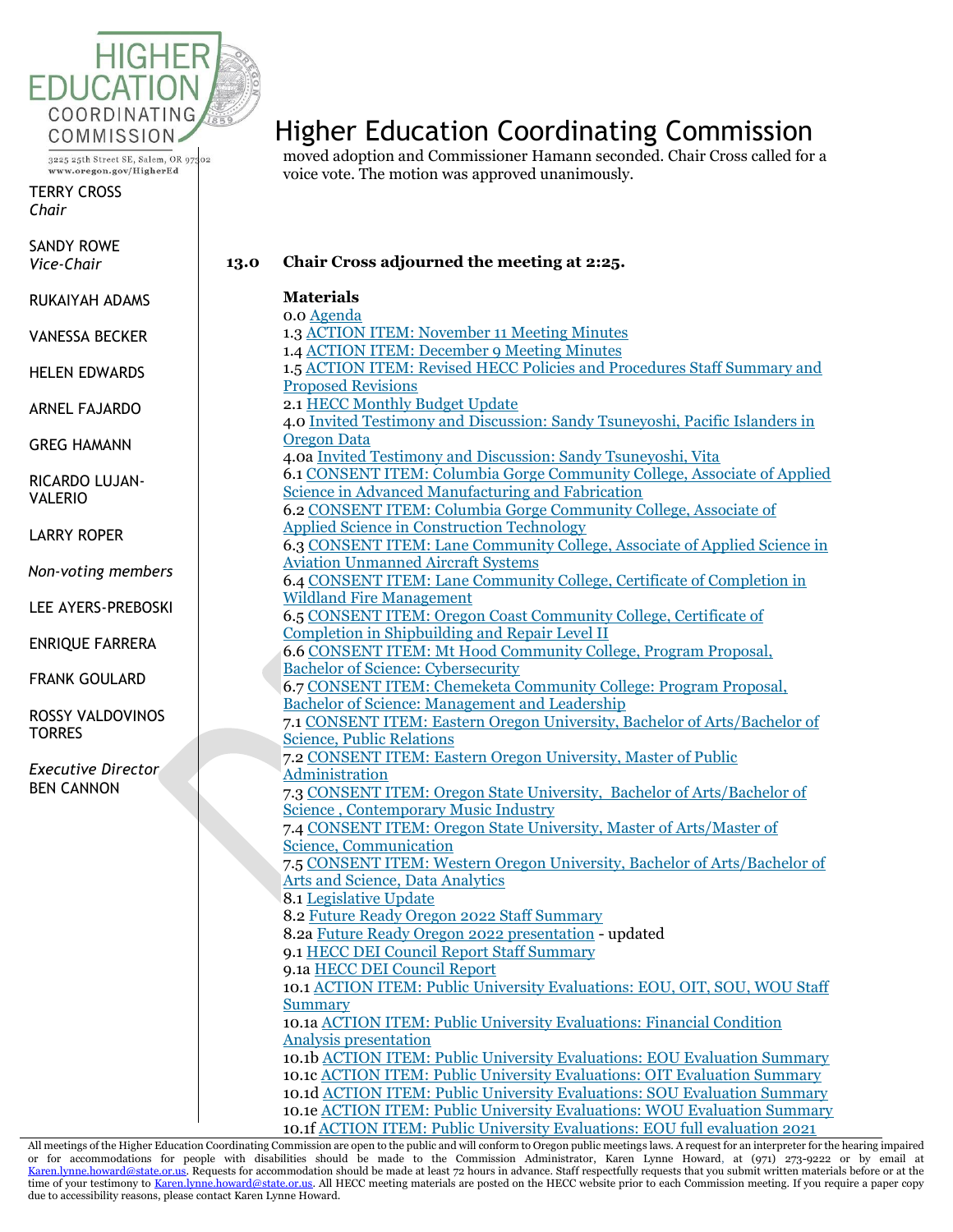moved adoption and Commissioner Hamann seconded. Chair Cross called for a voice vote. The motion was approved unanimously.

**13.0 Chair Cross adjourned the meeting at 2:25.**

**Materials**

0.0 Agenda
1.3 ACTION ITEM: November 11 Meeting Minutes
1.4 ACTION ITEM: December 9 Meeting Minutes
1.5 ACTION ITEM: Revised HECC Policies and Procedures Staff Summary and Proposed Revisions
2.1 HECC Monthly Budget Update
4.0 Invited Testimony and Discussion: Sandy Tsuneyoshi, Pacific Islanders in Oregon Data
4.0a Invited Testimony and Discussion: Sandy Tsuneyoshi, Vita
6.1 CONSENT ITEM: Columbia Gorge Community College, Associate of Applied Science in Advanced Manufacturing and Fabrication
6.2 CONSENT ITEM: Columbia Gorge Community College, Associate of Applied Science in Construction Technology
6.3 CONSENT ITEM: Lane Community College, Associate of Applied Science in Aviation Unmanned Aircraft Systems
6.4 CONSENT ITEM: Lane Community College, Certificate of Completion in Wildland Fire Management
6.5 CONSENT ITEM: Oregon Coast Community College, Certificate of Completion in Shipbuilding and Repair Level II
6.6 CONSENT ITEM: Mt Hood Community College, Program Proposal, Bachelor of Science: Cybersecurity
6.7 CONSENT ITEM: Chemeketa Community College: Program Proposal, Bachelor of Science: Management and Leadership
7.1 CONSENT ITEM: Eastern Oregon University, Bachelor of Arts/Bachelor of Science, Public Relations
7.2 CONSENT ITEM: Eastern Oregon University, Master of Public Administration
7.3 CONSENT ITEM: Oregon State University, Bachelor of Arts/Bachelor of Science , Contemporary Music Industry
7.4 CONSENT ITEM: Oregon State University, Master of Arts/Master of Science, Communication
7.5 CONSENT ITEM: Western Oregon University, Bachelor of Arts/Bachelor of Arts and Science, Data Analytics
8.1 Legislative Update
8.2 Future Ready Oregon 2022 Staff Summary
8.2a Future Ready Oregon 2022 presentation - updated
9.1 HECC DEI Council Report Staff Summary
9.1a HECC DEI Council Report
10.1 ACTION ITEM: Public University Evaluations: EOU, OIT, SOU, WOU Staff Summary
10.1a ACTION ITEM: Public University Evaluations: Financial Condition Analysis presentation
10.1b ACTION ITEM: Public University Evaluations: EOU Evaluation Summary
10.1c ACTION ITEM: Public University Evaluations: OIT Evaluation Summary
10.1d ACTION ITEM: Public University Evaluations: SOU Evaluation Summary
10.1e ACTION ITEM: Public University Evaluations: WOU Evaluation Summary
10.1f ACTION ITEM: Public University Evaluations: EOU full evaluation 2021

All meetings of the Higher Education Coordinating Commission are open to the public and will conform to Oregon public meetings laws. A request for an interpreter for the hearing impaired or for accommodations for people with disabilities should be made to the Commission Administrator, Karen Lynne Howard, at (971) 273-9222 or by email at Karen.lynne.howard@state.or.us. Requests for accommodation should be made at least 72 hours in advance. Staff respectfully requests that you submit written materials before or at the time of your testimony to Karen.lynne.howard@state.or.us. All HECC meeting materials are posted on the HECC website prior to each Commission meeting. If you require a paper copy due to accessibility reasons, please contact Karen Lynne Howard.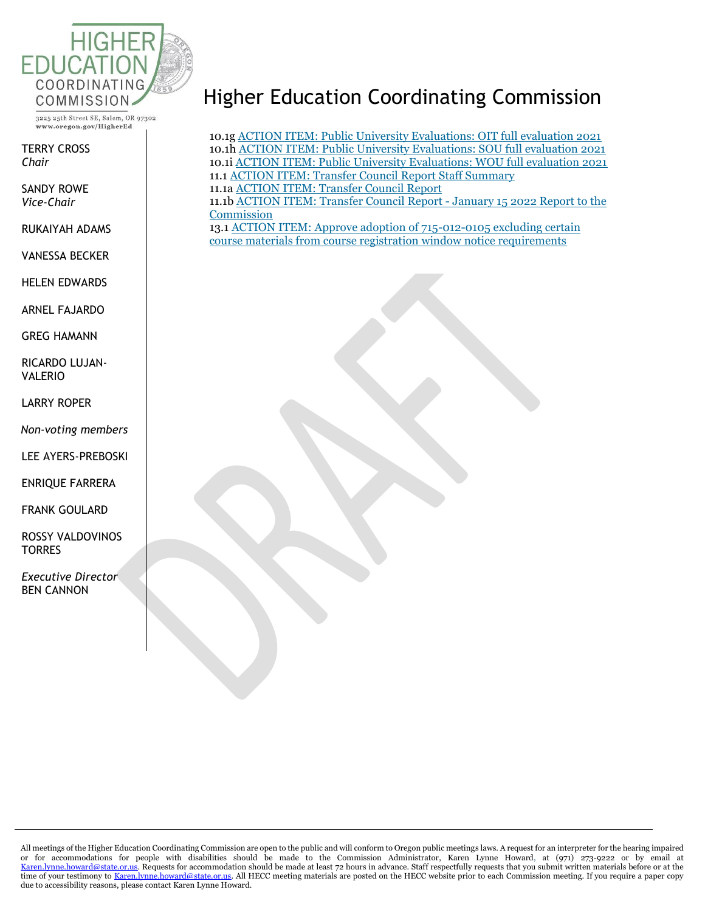HIGHER EDUCATION COORDINATING COMMISSION

3225 25th Street SE, Salem, OR 97302
www.oregon.gov/HigherEd

TERRY CROSS
*Chair*

SANDY ROWE
*Vice-Chair*

RUKAIYAH ADAMS

VANESSA BECKER

HELEN EDWARDS

ARNEL FAJARDO

GREG HAMANN

RICARDO LUJAN-VALERIO

LARRY ROPER

*Non-voting members*

LEE AYERS-PREBOSKI

ENRIQUE FARRERA

FRANK GOULARD

ROSSY VALDOVINOS TORRES

*Executive Director*
BEN CANNON

# Higher Education Coordinating Commission

10.1g ACTION ITEM: Public University Evaluations: OIT full evaluation 2021
10.1h ACTION ITEM: Public University Evaluations: SOU full evaluation 2021
10.1i ACTION ITEM: Public University Evaluations: WOU full evaluation 2021
11.1 ACTION ITEM: Transfer Council Report Staff Summary
11.1a ACTION ITEM: Transfer Council Report
11.1b ACTION ITEM: Transfer Council Report - January 15 2022 Report to the Commission
13.1 ACTION ITEM: Approve adoption of 715-012-0105 excluding certain course materials from course registration window notice requirements

DRAFT

All meetings of the Higher Education Coordinating Commission are open to the public and will conform to Oregon public meetings laws. A request for an interpreter for the hearing impaired or for accommodations for people with disabilities should be made to the Commission Administrator, Karen Lynne Howard, at (971) 273-9222 or by email at Karen.lynne.howard@state.or.us. Requests for accommodation should be made at least 72 hours in advance. Staff respectfully requests that you submit written materials before or at the time of your testimony to Karen.lynne.howard@state.or.us. All HECC meeting materials are posted on the HECC website prior to each Commission meeting. If you require a paper copy due to accessibility reasons, please contact Karen Lynne Howard.